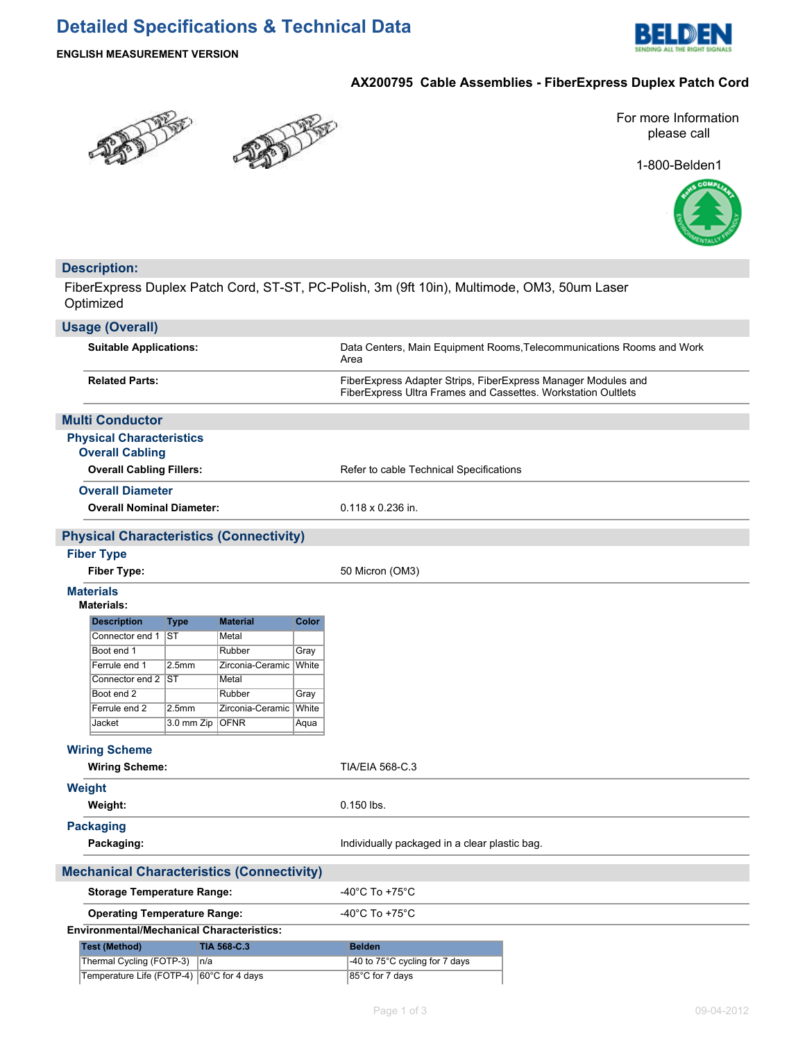# Detailed Specifications & Technical Data

**ENGLISH MEASUREMENT VERSION**

## AX200795 Cable Assemblies - FiberExpress Duplex Patch Cord

For more Information please call

1-800-Belden1

## Description:

FiberExpress Duplex Patch Cord, ST-ST, PC-Polish, 3m (9ft 10in), Multimode, OM3, 50um Laser Optimized

## Usage (Overall)

| | |
|---|---|
| **Suitable Applications:** | Data Centers, Main Equipment Rooms,Telecommunications Rooms and Work Area |
| **Related Parts:** | FiberExpress Adapter Strips, FiberExpress Manager Modules and FiberExpress Ultra Frames and Cassettes. Workstation Outlets |

## Multi Conductor

### Physical Characteristics

#### Overall Cabling

| | |
|---|---|
| **Overall Cabling Fillers:** | Refer to cable Technical Specifications |

#### Overall Diameter

| | |
|---|---|
| **Overall Nominal Diameter:** | 0.118 x 0.236 in. |

## Physical Characteristics (Connectivity)

### Fiber Type

| | |
|---|---|
| **Fiber Type:** | 50 Micron (OM3) |

### Materials

**Materials:**

| Description | Type | Material | Color |
|---|---|---|---|
| Connector end 1 | ST | Metal | |
| Boot end 1 | | Rubber | Gray |
| Ferrule end 1 | 2.5mm | Zirconia-Ceramic | White |
| Connector end 2 | ST | Metal | |
| Boot end 2 | | Rubber | Gray |
| Ferrule end 2 | 2.5mm | Zirconia-Ceramic | White |
| Jacket | 3.0 mm Zip | OFNR | Aqua |

### Wiring Scheme

| | |
|---|---|
| **Wiring Scheme:** | TIA/EIA 568-C.3 |

### Weight

| | |
|---|---|
| **Weight:** | 0.150 lbs. |

### Packaging

| | |
|---|---|
| **Packaging:** | Individually packaged in a clear plastic bag. |

## Mechanical Characteristics (Connectivity)

| | |
|---|---|
| **Storage Temperature Range:** | -40°C To +75°C |
| **Operating Temperature Range:** | -40°C To +75°C |

**Environmental/Mechanical Characteristics:**

| Test (Method) | TIA 568-C.3 | Belden |
|---|---|---|
| Thermal Cycling (FOTP-3) | n/a | -40 to 75°C cycling for 7 days |
| Temperature Life (FOTP-4) | 60°C for 4 days | 85°C for 7 days |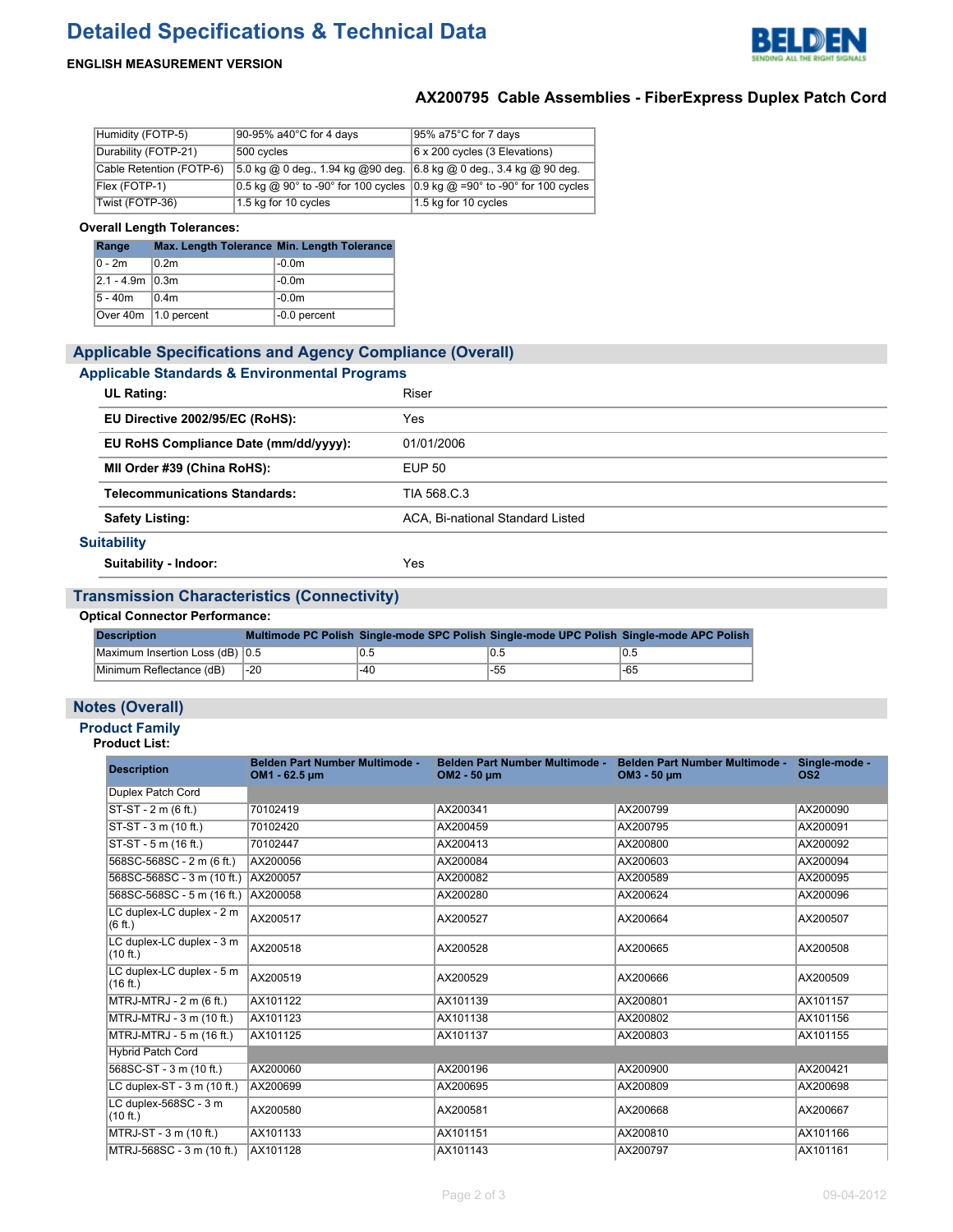# Detailed Specifications & Technical Data

**ENGLISH MEASUREMENT VERSION**

## AX200795 Cable Assemblies - FiberExpress Duplex Patch Cord

| Humidity (FOTP-5) | 90-95% a40°C for 4 days | 95% a75°C for 7 days |
|---|---|---|
| Durability (FOTP-21) | 500 cycles | 6 x 200 cycles (3 Elevations) |
| Cable Retention (FOTP-6) | 5.0 kg @ 0 deg., 1.94 kg @90 deg. | 6.8 kg @ 0 deg., 3.4 kg @ 90 deg. |
| Flex (FOTP-1) | 0.5 kg @ 90° to -90° for 100 cycles | 0.9 kg @ =90° to -90° for 100 cycles |
| Twist (FOTP-36) | 1.5 kg for 10 cycles | 1.5 kg for 10 cycles |

**Overall Length Tolerances:**

| Range | Max. Length Tolerance | Min. Length Tolerance |
|---|---|---|
| 0 - 2m | 0.2m | -0.0m |
| 2.1 - 4.9m | 0.3m | -0.0m |
| 5 - 40m | 0.4m | -0.0m |
| Over 40m | 1.0 percent | -0.0 percent |

## Applicable Specifications and Agency Compliance (Overall)

### Applicable Standards & Environmental Programs

| | |
|---|---|
| **UL Rating:** | Riser |
| **EU Directive 2002/95/EC (RoHS):** | Yes |
| **EU RoHS Compliance Date (mm/dd/yyyy):** | 01/01/2006 |
| **MII Order #39 (China RoHS):** | EUP 50 |
| **Telecommunications Standards:** | TIA 568.C.3 |
| **Safety Listing:** | ACA, Bi-national Standard Listed |

### Suitability

| | |
|---|---|
| **Suitability - Indoor:** | Yes |

## Transmission Characteristics (Connectivity)

**Optical Connector Performance:**

| Description | Multimode PC Polish | Single-mode SPC Polish | Single-mode UPC Polish | Single-mode APC Polish |
|---|---|---|---|---|
| Maximum Insertion Loss (dB) | 0.5 | 0.5 | 0.5 | 0.5 |
| Minimum Reflectance (dB) | -20 | -40 | -55 | -65 |

## Notes (Overall)

### Product Family

**Product List:**

| Description | Belden Part Number Multimode - OM1 - 62.5 µm | Belden Part Number Multimode - OM2 - 50 µm | Belden Part Number Multimode - OM3 - 50 µm | Single-mode - OS2 |
|---|---|---|---|---|
| Duplex Patch Cord | | | | |
| ST-ST - 2 m (6 ft.) | 70102419 | AX200341 | AX200799 | AX200090 |
| ST-ST - 3 m (10 ft.) | 70102420 | AX200459 | AX200795 | AX200091 |
| ST-ST - 5 m (16 ft.) | 70102447 | AX200413 | AX200800 | AX200092 |
| 568SC-568SC - 2 m (6 ft.) | AX200056 | AX200084 | AX200603 | AX200094 |
| 568SC-568SC - 3 m (10 ft.) | AX200057 | AX200082 | AX200589 | AX200095 |
| 568SC-568SC - 5 m (16 ft.) | AX200058 | AX200280 | AX200624 | AX200096 |
| LC duplex-LC duplex - 2 m (6 ft.) | AX200517 | AX200527 | AX200664 | AX200507 |
| LC duplex-LC duplex - 3 m (10 ft.) | AX200518 | AX200528 | AX200665 | AX200508 |
| LC duplex-LC duplex - 5 m (16 ft.) | AX200519 | AX200529 | AX200666 | AX200509 |
| MTRJ-MTRJ - 2 m (6 ft.) | AX101122 | AX101139 | AX200801 | AX101157 |
| MTRJ-MTRJ - 3 m (10 ft.) | AX101123 | AX101138 | AX200802 | AX101156 |
| MTRJ-MTRJ - 5 m (16 ft.) | AX101125 | AX101137 | AX200803 | AX101155 |
| Hybrid Patch Cord | | | | |
| 568SC-ST - 3 m (10 ft.) | AX200060 | AX200196 | AX200900 | AX200421 |
| LC duplex-ST - 3 m (10 ft.) | AX200699 | AX200695 | AX200809 | AX200698 |
| LC duplex-568SC - 3 m (10 ft.) | AX200580 | AX200581 | AX200668 | AX200667 |
| MTRJ-ST - 3 m (10 ft.) | AX101133 | AX101151 | AX200810 | AX101166 |
| MTRJ-568SC - 3 m (10 ft.) | AX101128 | AX101143 | AX200797 | AX101161 |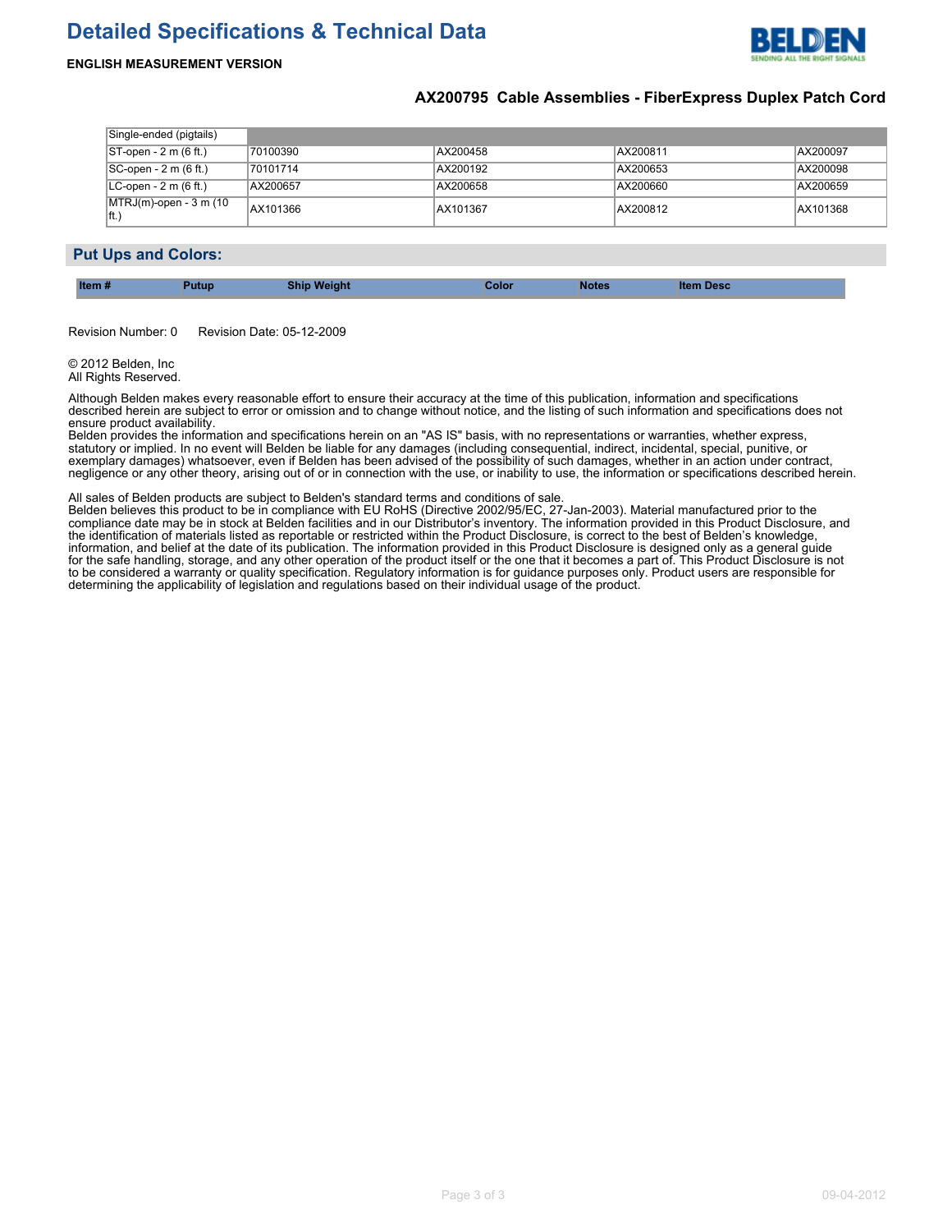| Single-ended (pigtails) | | | | |
|---|---|---|---|---|
| ST-open - 2 m (6 ft.) | 70100390 | AX200458 | AX200811 | AX200097 |
| SC-open - 2 m (6 ft.) | 70101714 | AX200192 | AX200653 | AX200098 |
| LC-open - 2 m (6 ft.) | AX200657 | AX200658 | AX200660 | AX200659 |
| MTRJ(m)-open - 3 m (10 ft.) | AX101366 | AX101367 | AX200812 | AX101368 |

## Put Ups and Colors:

| Item # | Putup | Ship Weight | Color | Notes | Item Desc |
|---|---|---|---|---|---|

Revision Number: 0     Revision Date: 05-12-2009

© 2012 Belden, Inc
All Rights Reserved.

Although Belden makes every reasonable effort to ensure their accuracy at the time of this publication, information and specifications described herein are subject to error or omission and to change without notice, and the listing of such information and specifications does not ensure product availability.
Belden provides the information and specifications herein on an "AS IS" basis, with no representations or warranties, whether express, statutory or implied. In no event will Belden be liable for any damages (including consequential, indirect, incidental, special, punitive, or exemplary damages) whatsoever, even if Belden has been advised of the possibility of such damages, whether in an action under contract, negligence or any other theory, arising out of or in connection with the use, or inability to use, the information or specifications described herein.

All sales of Belden products are subject to Belden's standard terms and conditions of sale.
Belden believes this product to be in compliance with EU RoHS (Directive 2002/95/EC, 27-Jan-2003). Material manufactured prior to the compliance date may be in stock at Belden facilities and in our Distributor's inventory. The information provided in this Product Disclosure, and the identification of materials listed as reportable or restricted within the Product Disclosure, is correct to the best of Belden's knowledge, information, and belief at the date of its publication. The information provided in this Product Disclosure is designed only as a general guide for the safe handling, storage, and any other operation of the product itself or the one that it becomes a part of. This Product Disclosure is not to be considered a warranty or quality specification. Regulatory information is for guidance purposes only. Product users are responsible for determining the applicability of legislation and regulations based on their individual usage of the product.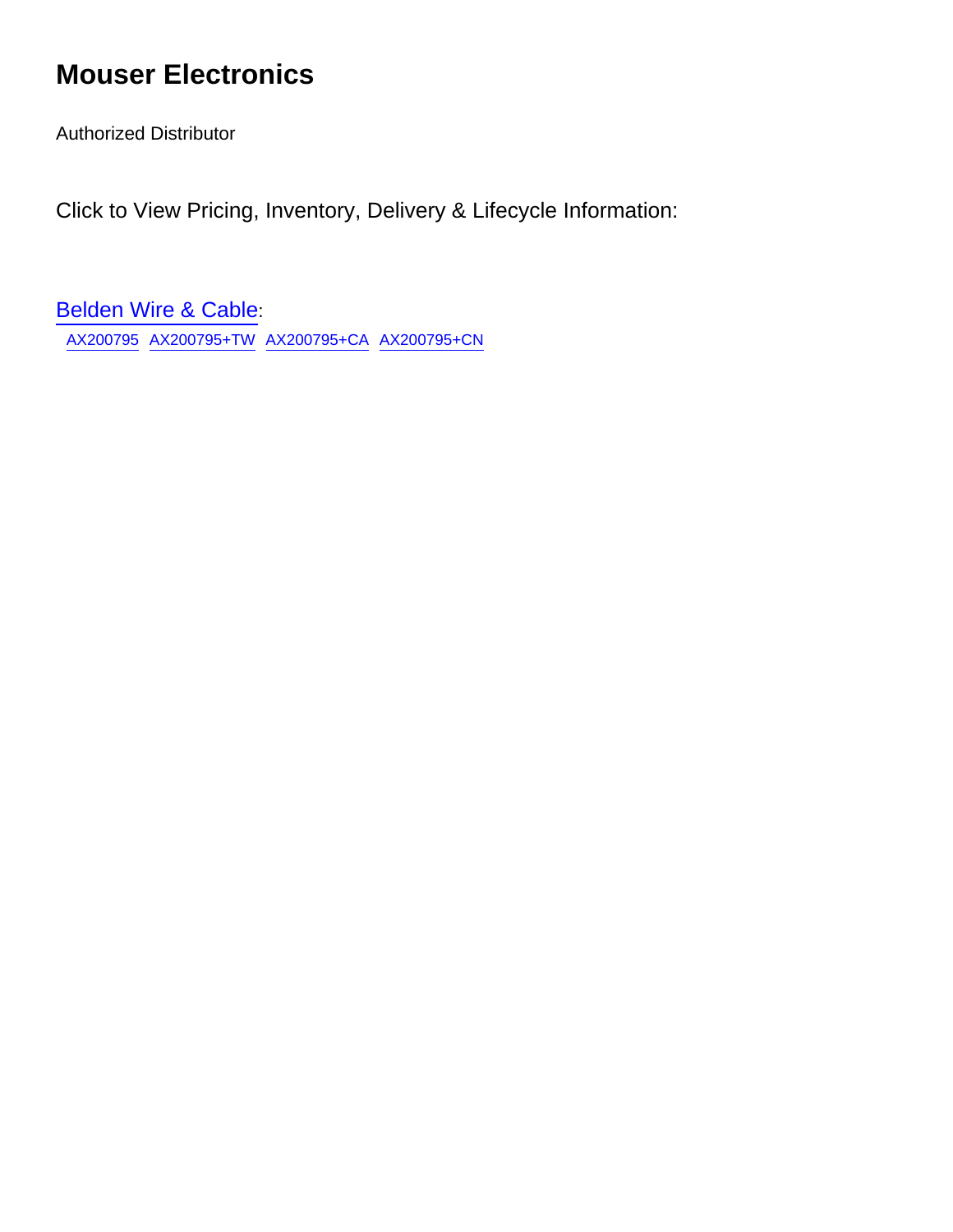# Mouser Electronics

Authorized Distributor

Click to View Pricing, Inventory, Delivery & Lifecycle Information:

Belden Wire & Cable:

AX200795 AX200795+TW AX200795+CA AX200795+CN